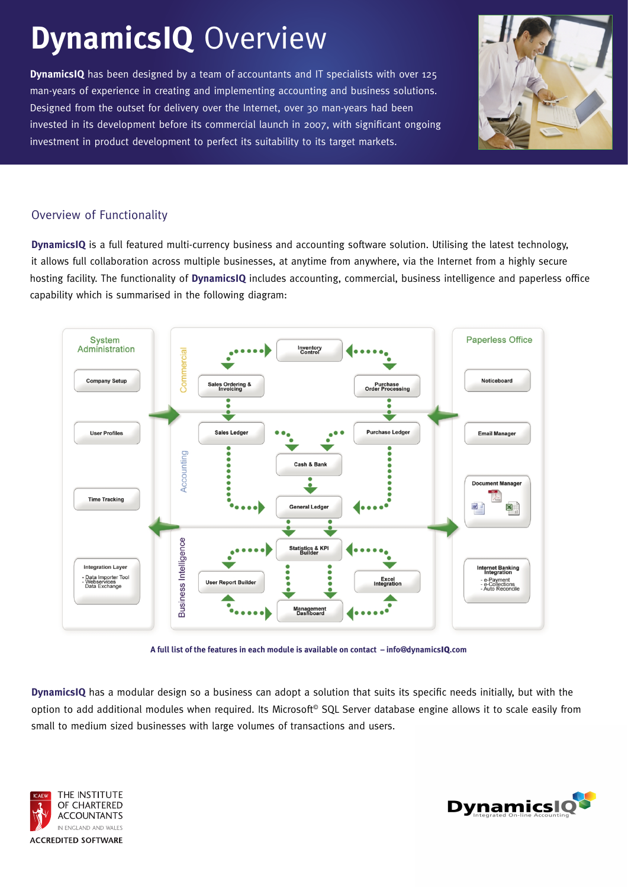# **DynamicsIQ** Overview

**DynamicsIQ** has been designed by a team of accountants and IT specialists with over 125 man-years of experience in creating and implementing accounting and business solutions. Designed from the outset for delivery over the Internet, over 30 man-years had been invested in its development before its commercial launch in 2007, with significant ongoing investment in product development to perfect its suitability to its target markets.

## Overview of Functionality

**DynamicsIQ** is a full featured multi-currency business and accounting software solution. Utilising the latest technology, it allows full collaboration across multiple businesses, at anytime from anywhere, via the Internet from a highly secure hosting facility. The functionality of **DynamicsIQ** includes accounting, commercial, business intelligence and paperless office capability which is summarised in the following diagram:

**System Administration**
- Company Setup
- User Profiles
- Time Tracking
- Integration Layer
  - Data Importer Tool
  - Webservices
  - Data Exchange

**Commercial**
- Inventory Control
- Sales Ordering & Invoicing
- Purchase Order Processing

**Accounting**
- Sales Ledger
- Purchase Ledger
- Cash & Bank
- General Ledger

**Business Intelligence**
- Statistics & KPI Builder
- User Report Builder
- Excel Integration
- Management Dashboard

**Paperless Office**
- Noticeboard
- Email Manager
- Document Manager
- Internet Banking Integration
  - e-Payment
  - e-Collections
  - Auto Reconcile

**A full list of the features in each module is available on contact – info@dynamicsIQ.com**

**DynamicsIQ** has a modular design so a business can adopt a solution that suits its specific needs initially, but with the option to add additional modules when required. Its Microsoft© SQL Server database engine allows it to scale easily from small to medium sized businesses with large volumes of transactions and users.

ICAEW – THE INSTITUTE OF CHARTERED ACCOUNTANTS IN ENGLAND AND WALES
ACCREDITED SOFTWARE

DynamicsIQ – Integrated On-line Accounting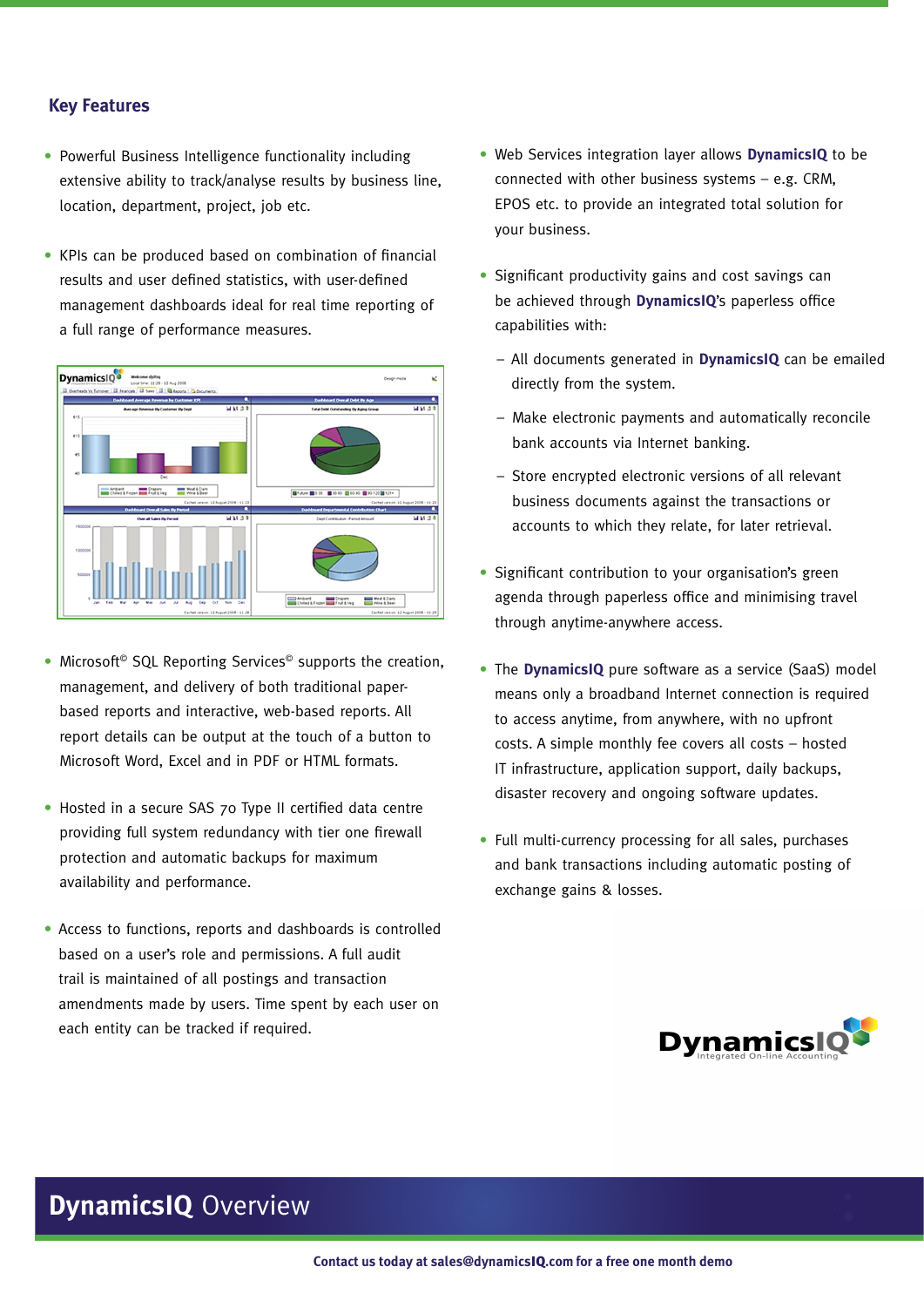## Key Features

- Powerful Business Intelligence functionality including extensive ability to track/analyse results by business line, location, department, project, job etc.

- KPIs can be produced based on combination of financial results and user defined statistics, with user-defined management dashboards ideal for real time reporting of a full range of performance measures.

- Microsoft© SQL Reporting Services© supports the creation, management, and delivery of both traditional paper-based reports and interactive, web-based reports. All report details can be output at the touch of a button to Microsoft Word, Excel and in PDF or HTML formats.

- Hosted in a secure SAS 70 Type II certified data centre providing full system redundancy with tier one firewall protection and automatic backups for maximum availability and performance.

- Access to functions, reports and dashboards is controlled based on a user's role and permissions. A full audit trail is maintained of all postings and transaction amendments made by users. Time spent by each user on each entity can be tracked if required.

- Web Services integration layer allows **DynamicsIQ** to be connected with other business systems – e.g. CRM, EPOS etc. to provide an integrated total solution for your business.

- Significant productivity gains and cost savings can be achieved through **DynamicsIQ**'s paperless office capabilities with:
  - All documents generated in **DynamicsIQ** can be emailed directly from the system.
  - Make electronic payments and automatically reconcile bank accounts via Internet banking.
  - Store encrypted electronic versions of all relevant business documents against the transactions or accounts to which they relate, for later retrieval.

- Significant contribution to your organisation's green agenda through paperless office and minimising travel through anytime-anywhere access.

- The **DynamicsIQ** pure software as a service (SaaS) model means only a broadband Internet connection is required to access anytime, from anywhere, with no upfront costs. A simple monthly fee covers all costs – hosted IT infrastructure, application support, daily backups, disaster recovery and ongoing software updates.

- Full multi-currency processing for all sales, purchases and bank transactions including automatic posting of exchange gains & losses.

DynamicsIQ
Integrated On-line Accounting

# **DynamicsIQ** Overview

**Contact us today at sales@dynamicsIQ.com for a free one month demo**